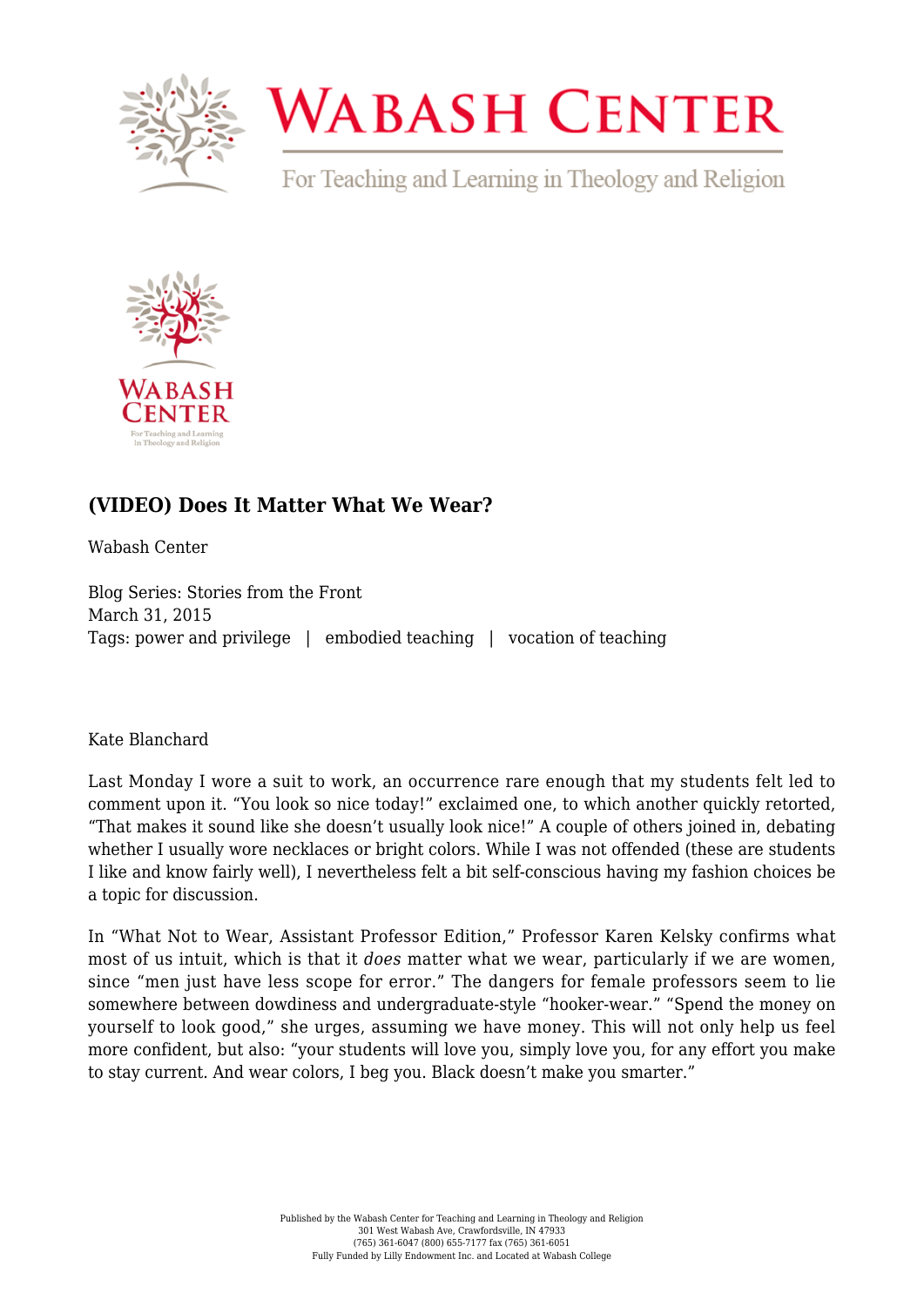# (VIDEO) Does It Matter What We Wear?

Wabash Center

Blog Series: Stories from the Front
March 31, 2015
Tags: power and privilege | embodied teaching | vocation of teaching

Kate Blanchard

Last Monday I wore a suit to work, an occurrence rare enough that my students felt led to comment upon it. "You look so nice today!" exclaimed one, to which another quickly retorted, "That makes it sound like she doesn't usually look nice!" A couple of others joined in, debating whether I usually wore necklaces or bright colors. While I was not offended (these are students I like and know fairly well), I nevertheless felt a bit self-conscious having my fashion choices be a topic for discussion.

In "What Not to Wear, Assistant Professor Edition," Professor Karen Kelsky confirms what most of us intuit, which is that it *does* matter what we wear, particularly if we are women, since "men just have less scope for error." The dangers for female professors seem to lie somewhere between dowdiness and undergraduate-style "hooker-wear." "Spend the money on yourself to look good," she urges, assuming we have money. This will not only help us feel more confident, but also: "your students will love you, simply love you, for any effort you make to stay current. And wear colors, I beg you. Black doesn't make you smarter."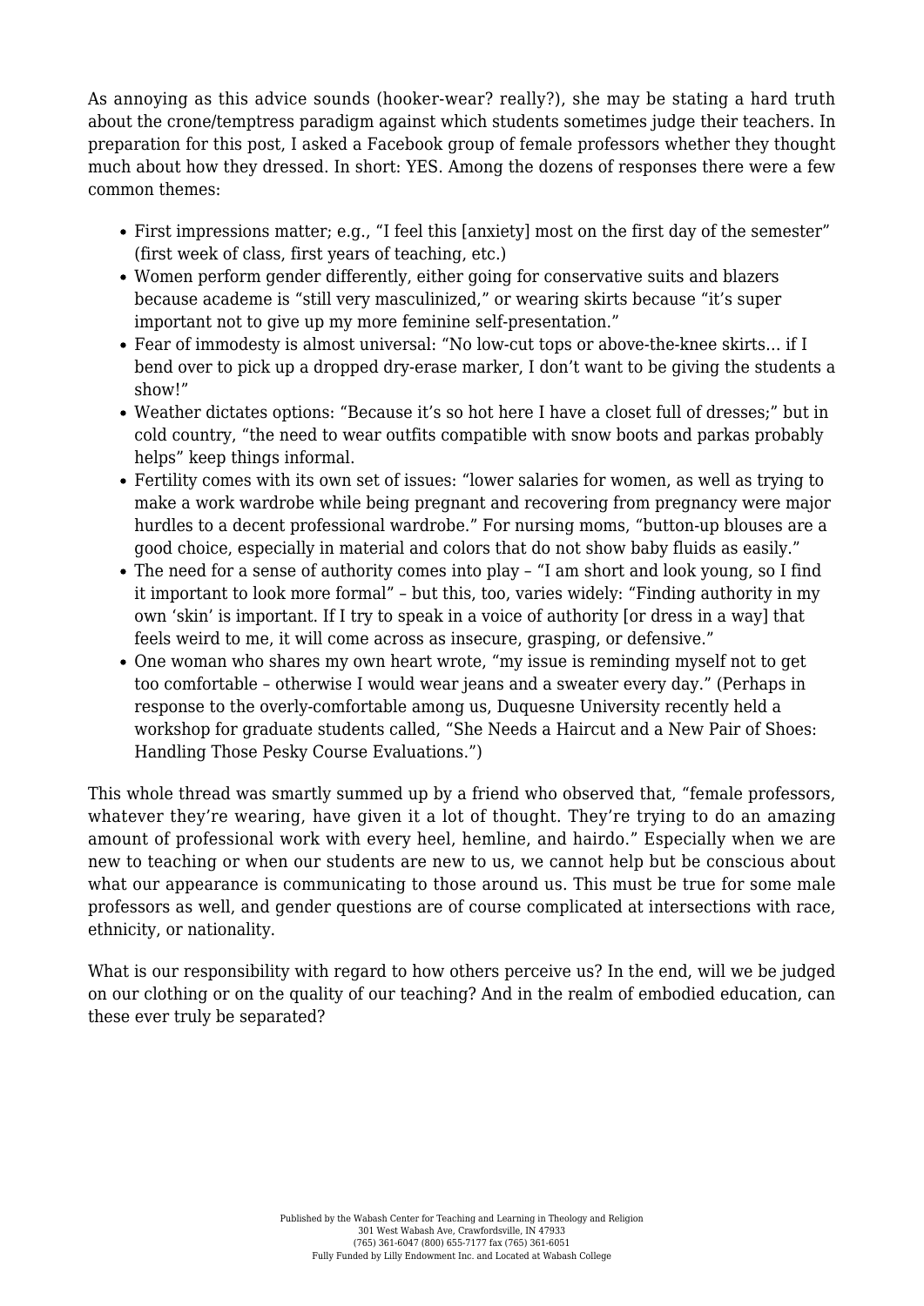As annoying as this advice sounds (hooker-wear? really?), she may be stating a hard truth about the crone/temptress paradigm against which students sometimes judge their teachers. In preparation for this post, I asked a Facebook group of female professors whether they thought much about how they dressed. In short: YES. Among the dozens of responses there were a few common themes:

- First impressions matter; e.g., "I feel this [anxiety] most on the first day of the semester" (first week of class, first years of teaching, etc.)
- Women perform gender differently, either going for conservative suits and blazers because academe is "still very masculinized," or wearing skirts because "it's super important not to give up my more feminine self-presentation."
- Fear of immodesty is almost universal: "No low-cut tops or above-the-knee skirts… if I bend over to pick up a dropped dry-erase marker, I don't want to be giving the students a show!"
- Weather dictates options: "Because it's so hot here I have a closet full of dresses;" but in cold country, "the need to wear outfits compatible with snow boots and parkas probably helps" keep things informal.
- Fertility comes with its own set of issues: "lower salaries for women, as well as trying to make a work wardrobe while being pregnant and recovering from pregnancy were major hurdles to a decent professional wardrobe." For nursing moms, "button-up blouses are a good choice, especially in material and colors that do not show baby fluids as easily."
- The need for a sense of authority comes into play – "I am short and look young, so I find it important to look more formal" – but this, too, varies widely: "Finding authority in my own 'skin' is important. If I try to speak in a voice of authority [or dress in a way] that feels weird to me, it will come across as insecure, grasping, or defensive."
- One woman who shares my own heart wrote, "my issue is reminding myself not to get too comfortable – otherwise I would wear jeans and a sweater every day." (Perhaps in response to the overly-comfortable among us, Duquesne University recently held a workshop for graduate students called, "She Needs a Haircut and a New Pair of Shoes: Handling Those Pesky Course Evaluations.")

This whole thread was smartly summed up by a friend who observed that, "female professors, whatever they're wearing, have given it a lot of thought. They're trying to do an amazing amount of professional work with every heel, hemline, and hairdo." Especially when we are new to teaching or when our students are new to us, we cannot help but be conscious about what our appearance is communicating to those around us. This must be true for some male professors as well, and gender questions are of course complicated at intersections with race, ethnicity, or nationality.

What is our responsibility with regard to how others perceive us? In the end, will we be judged on our clothing or on the quality of our teaching? And in the realm of embodied education, can these ever truly be separated?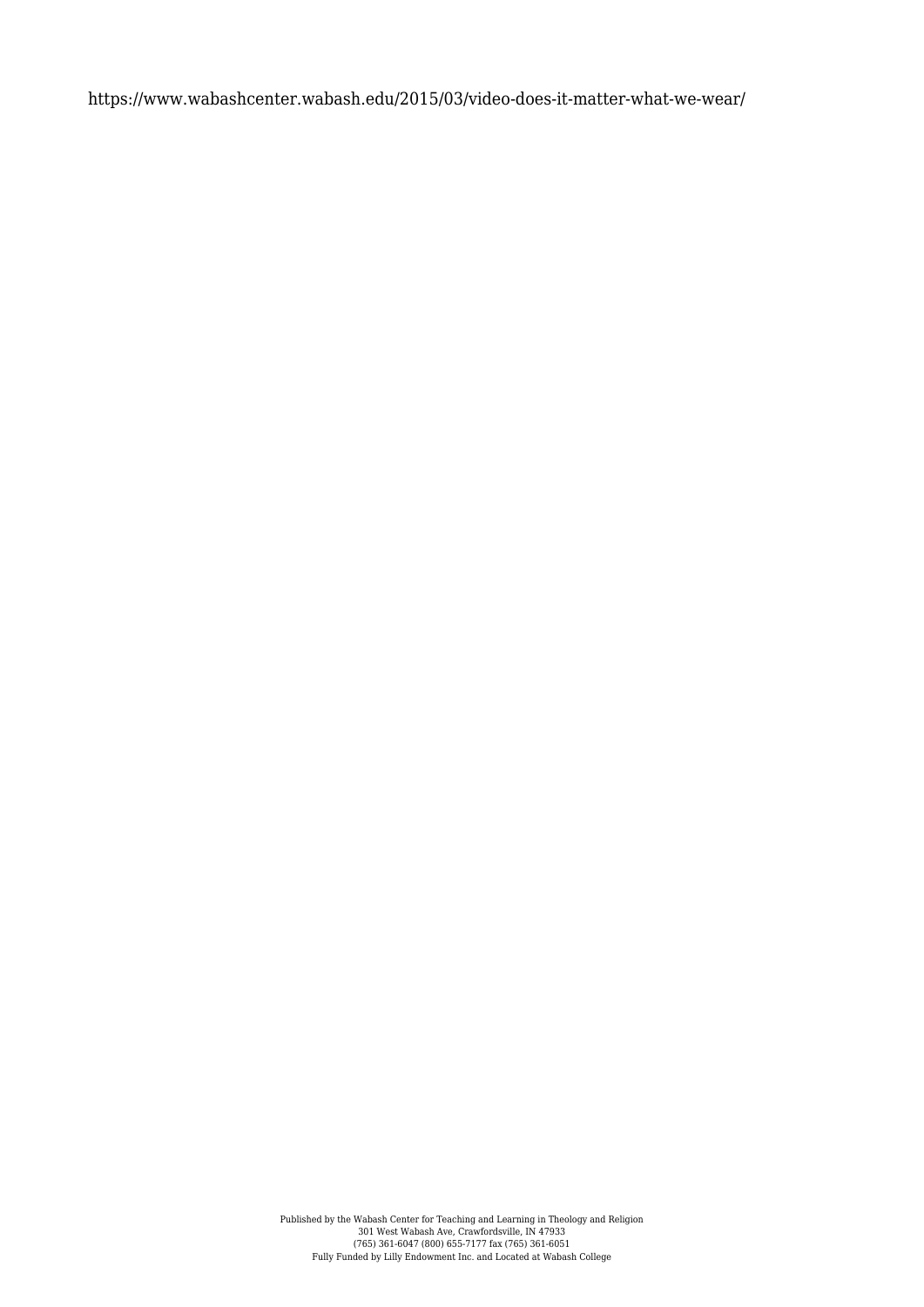https://www.wabashcenter.wabash.edu/2015/03/video-does-it-matter-what-we-wear/